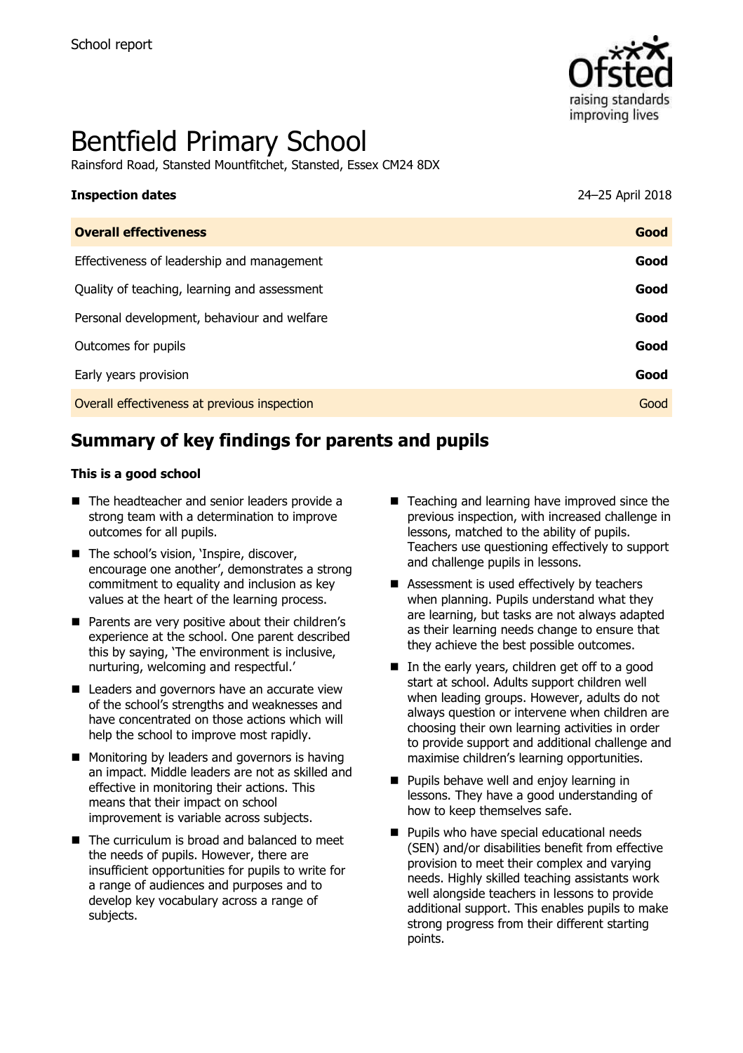School report

# Bentfield Primary School

Rainsford Road, Stansted Mountfitchet, Stansted, Essex CM24 8DX

| **Inspection dates** | 24–25 April 2018 |
| --- | --- |
| **Overall effectiveness** | **Good** |
| Effectiveness of leadership and management | **Good** |
| Quality of teaching, learning and assessment | **Good** |
| Personal development, behaviour and welfare | **Good** |
| Outcomes for pupils | **Good** |
| Early years provision | **Good** |
| Overall effectiveness at previous inspection | Good |

## Summary of key findings for parents and pupils

**This is a good school**

- The headteacher and senior leaders provide a strong team with a determination to improve outcomes for all pupils.
- The school's vision, 'Inspire, discover, encourage one another', demonstrates a strong commitment to equality and inclusion as key values at the heart of the learning process.
- Parents are very positive about their children's experience at the school. One parent described this by saying, 'The environment is inclusive, nurturing, welcoming and respectful.'
- Leaders and governors have an accurate view of the school's strengths and weaknesses and have concentrated on those actions which will help the school to improve most rapidly.
- Monitoring by leaders and governors is having an impact. Middle leaders are not as skilled and effective in monitoring their actions. This means that their impact on school improvement is variable across subjects.
- The curriculum is broad and balanced to meet the needs of pupils. However, there are insufficient opportunities for pupils to write for a range of audiences and purposes and to develop key vocabulary across a range of subjects.
- Teaching and learning have improved since the previous inspection, with increased challenge in lessons, matched to the ability of pupils. Teachers use questioning effectively to support and challenge pupils in lessons.
- Assessment is used effectively by teachers when planning. Pupils understand what they are learning, but tasks are not always adapted as their learning needs change to ensure that they achieve the best possible outcomes.
- In the early years, children get off to a good start at school. Adults support children well when leading groups. However, adults do not always question or intervene when children are choosing their own learning activities in order to provide support and additional challenge and maximise children's learning opportunities.
- Pupils behave well and enjoy learning in lessons. They have a good understanding of how to keep themselves safe.
- Pupils who have special educational needs (SEN) and/or disabilities benefit from effective provision to meet their complex and varying needs. Highly skilled teaching assistants work well alongside teachers in lessons to provide additional support. This enables pupils to make strong progress from their different starting points.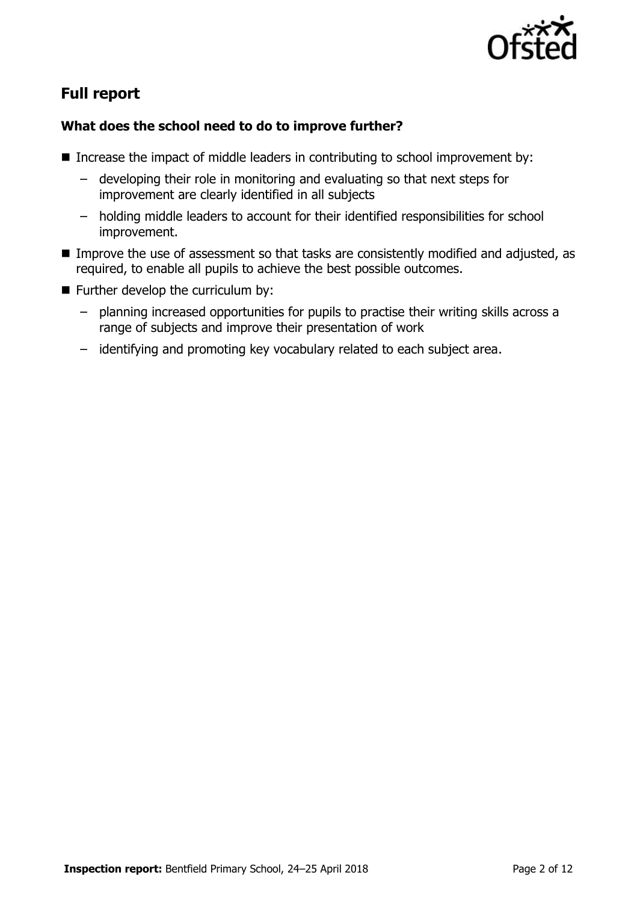## Full report

### What does the school need to do to improve further?

- Increase the impact of middle leaders in contributing to school improvement by:
  - developing their role in monitoring and evaluating so that next steps for improvement are clearly identified in all subjects
  - holding middle leaders to account for their identified responsibilities for school improvement.
- Improve the use of assessment so that tasks are consistently modified and adjusted, as required, to enable all pupils to achieve the best possible outcomes.
- Further develop the curriculum by:
  - planning increased opportunities for pupils to practise their writing skills across a range of subjects and improve their presentation of work
  - identifying and promoting key vocabulary related to each subject area.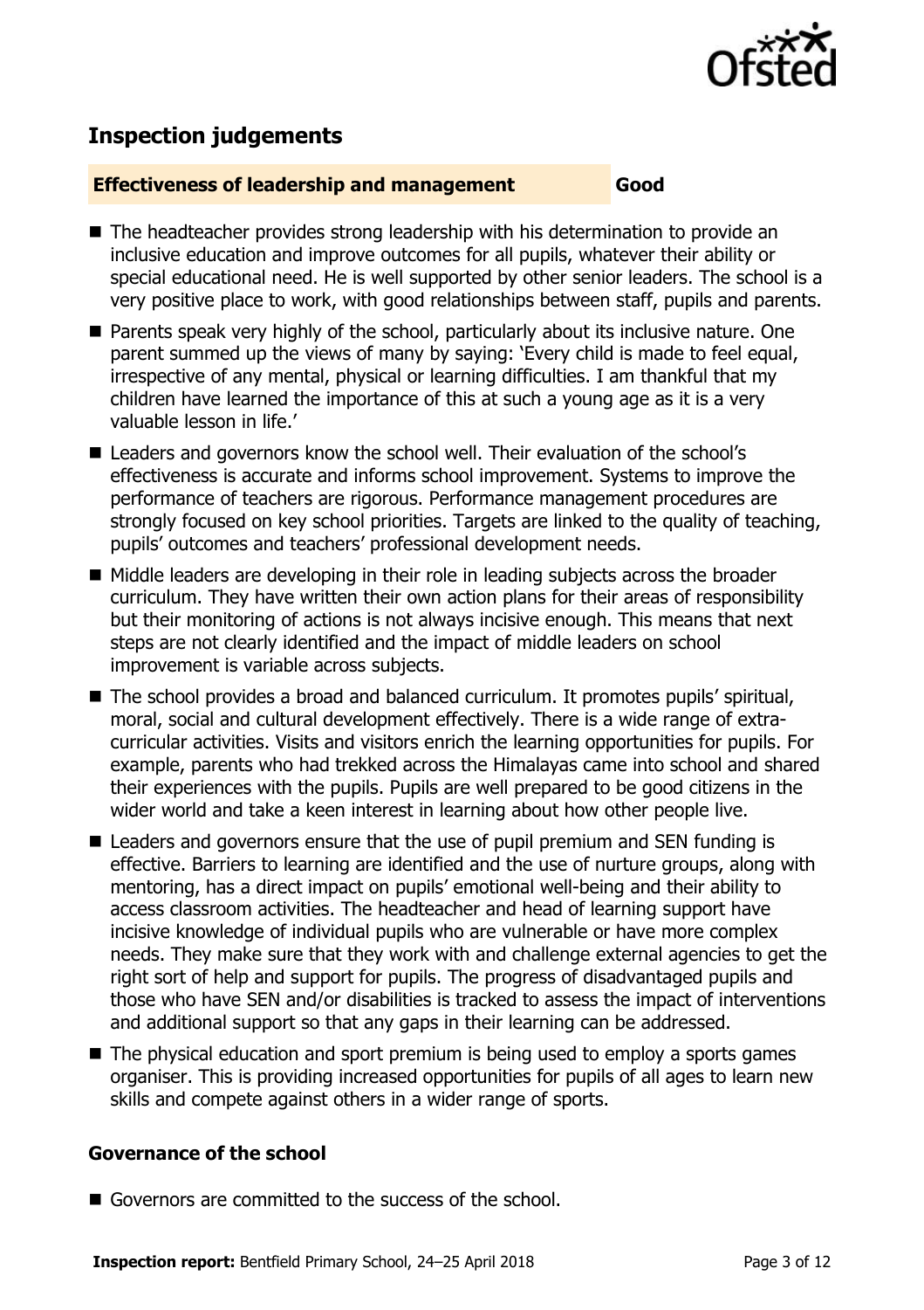## Inspection judgements

| **Effectiveness of leadership and management** | **Good** |
| --- | --- |

- The headteacher provides strong leadership with his determination to provide an inclusive education and improve outcomes for all pupils, whatever their ability or special educational need. He is well supported by other senior leaders. The school is a very positive place to work, with good relationships between staff, pupils and parents.
- Parents speak very highly of the school, particularly about its inclusive nature. One parent summed up the views of many by saying: 'Every child is made to feel equal, irrespective of any mental, physical or learning difficulties. I am thankful that my children have learned the importance of this at such a young age as it is a very valuable lesson in life.'
- Leaders and governors know the school well. Their evaluation of the school's effectiveness is accurate and informs school improvement. Systems to improve the performance of teachers are rigorous. Performance management procedures are strongly focused on key school priorities. Targets are linked to the quality of teaching, pupils' outcomes and teachers' professional development needs.
- Middle leaders are developing in their role in leading subjects across the broader curriculum. They have written their own action plans for their areas of responsibility but their monitoring of actions is not always incisive enough. This means that next steps are not clearly identified and the impact of middle leaders on school improvement is variable across subjects.
- The school provides a broad and balanced curriculum. It promotes pupils' spiritual, moral, social and cultural development effectively. There is a wide range of extra-curricular activities. Visits and visitors enrich the learning opportunities for pupils. For example, parents who had trekked across the Himalayas came into school and shared their experiences with the pupils. Pupils are well prepared to be good citizens in the wider world and take a keen interest in learning about how other people live.
- Leaders and governors ensure that the use of pupil premium and SEN funding is effective. Barriers to learning are identified and the use of nurture groups, along with mentoring, has a direct impact on pupils' emotional well-being and their ability to access classroom activities. The headteacher and head of learning support have incisive knowledge of individual pupils who are vulnerable or have more complex needs. They make sure that they work with and challenge external agencies to get the right sort of help and support for pupils. The progress of disadvantaged pupils and those who have SEN and/or disabilities is tracked to assess the impact of interventions and additional support so that any gaps in their learning can be addressed.
- The physical education and sport premium is being used to employ a sports games organiser. This is providing increased opportunities for pupils of all ages to learn new skills and compete against others in a wider range of sports.

### Governance of the school

- Governors are committed to the success of the school.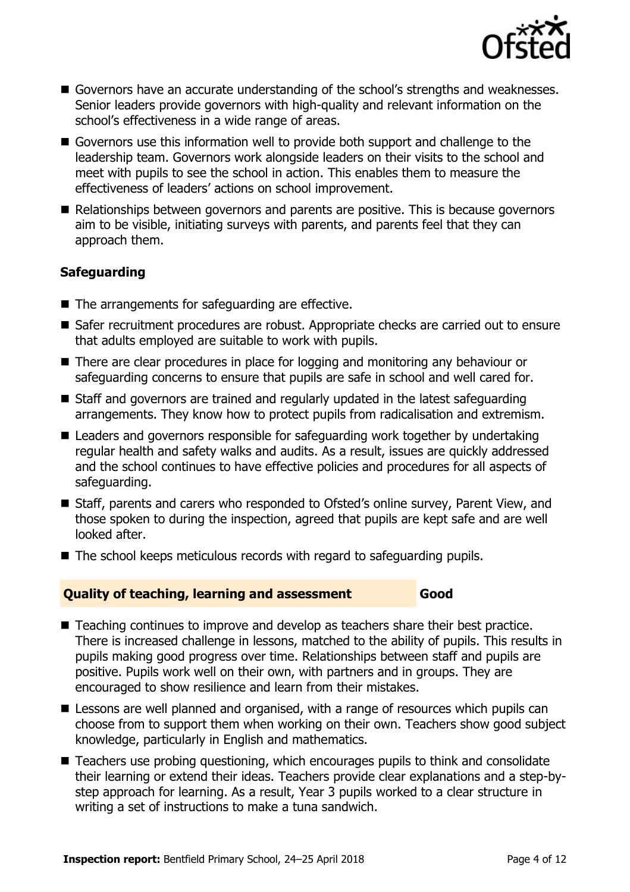- Governors have an accurate understanding of the school's strengths and weaknesses. Senior leaders provide governors with high-quality and relevant information on the school's effectiveness in a wide range of areas.
- Governors use this information well to provide both support and challenge to the leadership team. Governors work alongside leaders on their visits to the school and meet with pupils to see the school in action. This enables them to measure the effectiveness of leaders' actions on school improvement.
- Relationships between governors and parents are positive. This is because governors aim to be visible, initiating surveys with parents, and parents feel that they can approach them.

### Safeguarding

- The arrangements for safeguarding are effective.
- Safer recruitment procedures are robust. Appropriate checks are carried out to ensure that adults employed are suitable to work with pupils.
- There are clear procedures in place for logging and monitoring any behaviour or safeguarding concerns to ensure that pupils are safe in school and well cared for.
- Staff and governors are trained and regularly updated in the latest safeguarding arrangements. They know how to protect pupils from radicalisation and extremism.
- Leaders and governors responsible for safeguarding work together by undertaking regular health and safety walks and audits. As a result, issues are quickly addressed and the school continues to have effective policies and procedures for all aspects of safeguarding.
- Staff, parents and carers who responded to Ofsted's online survey, Parent View, and those spoken to during the inspection, agreed that pupils are kept safe and are well looked after.
- The school keeps meticulous records with regard to safeguarding pupils.

## Quality of teaching, learning and assessment — Good

- Teaching continues to improve and develop as teachers share their best practice. There is increased challenge in lessons, matched to the ability of pupils. This results in pupils making good progress over time. Relationships between staff and pupils are positive. Pupils work well on their own, with partners and in groups. They are encouraged to show resilience and learn from their mistakes.
- Lessons are well planned and organised, with a range of resources which pupils can choose from to support them when working on their own. Teachers show good subject knowledge, particularly in English and mathematics.
- Teachers use probing questioning, which encourages pupils to think and consolidate their learning or extend their ideas. Teachers provide clear explanations and a step-by-step approach for learning. As a result, Year 3 pupils worked to a clear structure in writing a set of instructions to make a tuna sandwich.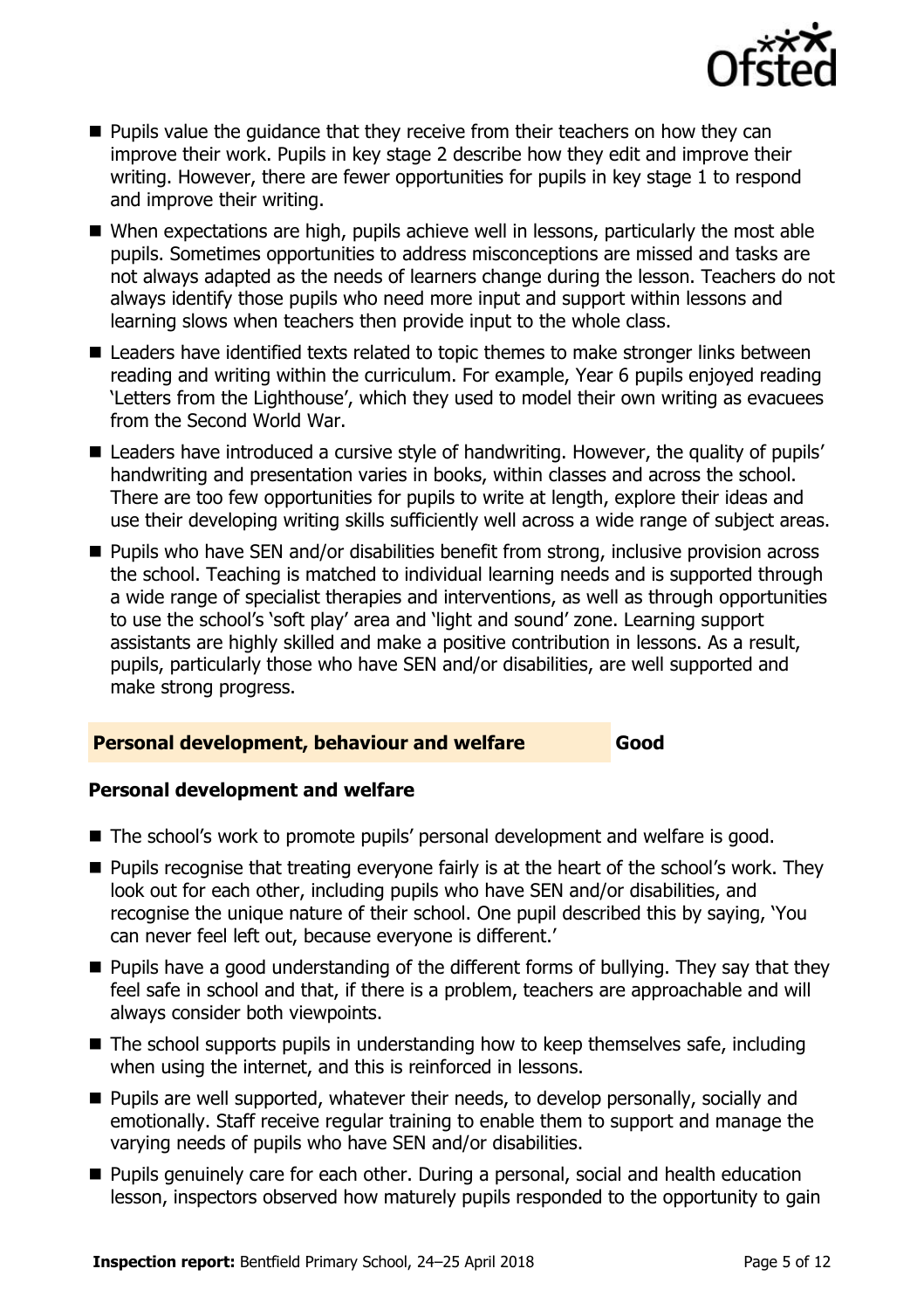- Pupils value the guidance that they receive from their teachers on how they can improve their work. Pupils in key stage 2 describe how they edit and improve their writing. However, there are fewer opportunities for pupils in key stage 1 to respond and improve their writing.
- When expectations are high, pupils achieve well in lessons, particularly the most able pupils. Sometimes opportunities to address misconceptions are missed and tasks are not always adapted as the needs of learners change during the lesson. Teachers do not always identify those pupils who need more input and support within lessons and learning slows when teachers then provide input to the whole class.
- Leaders have identified texts related to topic themes to make stronger links between reading and writing within the curriculum. For example, Year 6 pupils enjoyed reading 'Letters from the Lighthouse', which they used to model their own writing as evacuees from the Second World War.
- Leaders have introduced a cursive style of handwriting. However, the quality of pupils' handwriting and presentation varies in books, within classes and across the school. There are too few opportunities for pupils to write at length, explore their ideas and use their developing writing skills sufficiently well across a wide range of subject areas.
- Pupils who have SEN and/or disabilities benefit from strong, inclusive provision across the school. Teaching is matched to individual learning needs and is supported through a wide range of specialist therapies and interventions, as well as through opportunities to use the school's 'soft play' area and 'light and sound' zone. Learning support assistants are highly skilled and make a positive contribution in lessons. As a result, pupils, particularly those who have SEN and/or disabilities, are well supported and make strong progress.

## Personal development, behaviour and welfare — Good

### Personal development and welfare

- The school's work to promote pupils' personal development and welfare is good.
- Pupils recognise that treating everyone fairly is at the heart of the school's work. They look out for each other, including pupils who have SEN and/or disabilities, and recognise the unique nature of their school. One pupil described this by saying, 'You can never feel left out, because everyone is different.'
- Pupils have a good understanding of the different forms of bullying. They say that they feel safe in school and that, if there is a problem, teachers are approachable and will always consider both viewpoints.
- The school supports pupils in understanding how to keep themselves safe, including when using the internet, and this is reinforced in lessons.
- Pupils are well supported, whatever their needs, to develop personally, socially and emotionally. Staff receive regular training to enable them to support and manage the varying needs of pupils who have SEN and/or disabilities.
- Pupils genuinely care for each other. During a personal, social and health education lesson, inspectors observed how maturely pupils responded to the opportunity to gain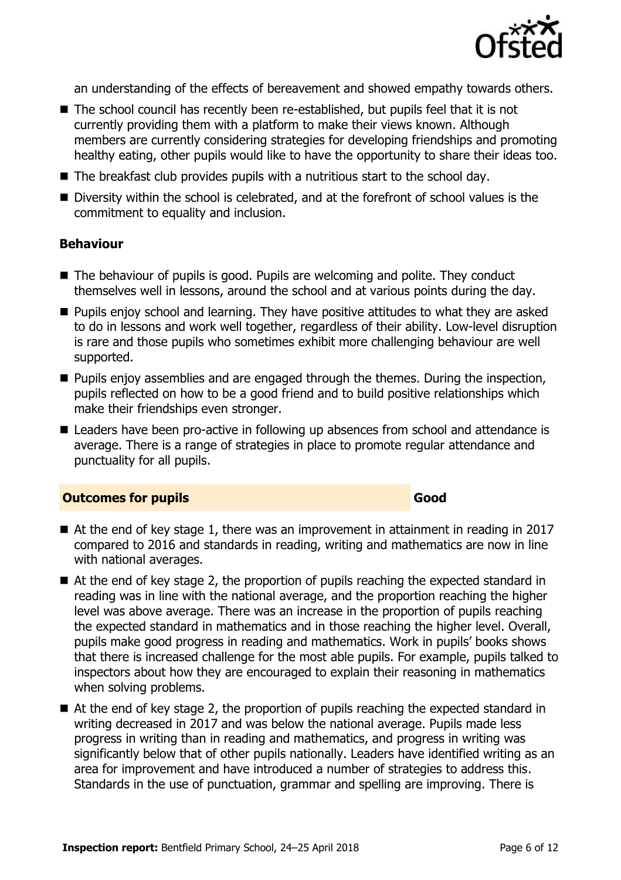an understanding of the effects of bereavement and showed empathy towards others.

- The school council has recently been re-established, but pupils feel that it is not currently providing them with a platform to make their views known. Although members are currently considering strategies for developing friendships and promoting healthy eating, other pupils would like to have the opportunity to share their ideas too.
- The breakfast club provides pupils with a nutritious start to the school day.
- Diversity within the school is celebrated, and at the forefront of school values is the commitment to equality and inclusion.

### Behaviour

- The behaviour of pupils is good. Pupils are welcoming and polite. They conduct themselves well in lessons, around the school and at various points during the day.
- Pupils enjoy school and learning. They have positive attitudes to what they are asked to do in lessons and work well together, regardless of their ability. Low-level disruption is rare and those pupils who sometimes exhibit more challenging behaviour are well supported.
- Pupils enjoy assemblies and are engaged through the themes. During the inspection, pupils reflected on how to be a good friend and to build positive relationships which make their friendships even stronger.
- Leaders have been pro-active in following up absences from school and attendance is average. There is a range of strategies in place to promote regular attendance and punctuality for all pupils.

## Outcomes for pupils — Good

- At the end of key stage 1, there was an improvement in attainment in reading in 2017 compared to 2016 and standards in reading, writing and mathematics are now in line with national averages.
- At the end of key stage 2, the proportion of pupils reaching the expected standard in reading was in line with the national average, and the proportion reaching the higher level was above average. There was an increase in the proportion of pupils reaching the expected standard in mathematics and in those reaching the higher level. Overall, pupils make good progress in reading and mathematics. Work in pupils' books shows that there is increased challenge for the most able pupils. For example, pupils talked to inspectors about how they are encouraged to explain their reasoning in mathematics when solving problems.
- At the end of key stage 2, the proportion of pupils reaching the expected standard in writing decreased in 2017 and was below the national average. Pupils made less progress in writing than in reading and mathematics, and progress in writing was significantly below that of other pupils nationally. Leaders have identified writing as an area for improvement and have introduced a number of strategies to address this. Standards in the use of punctuation, grammar and spelling are improving. There is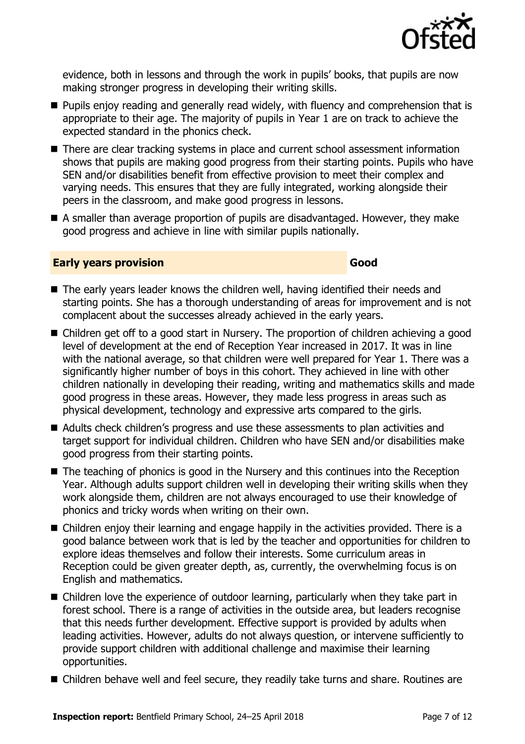evidence, both in lessons and through the work in pupils' books, that pupils are now making stronger progress in developing their writing skills.

- Pupils enjoy reading and generally read widely, with fluency and comprehension that is appropriate to their age. The majority of pupils in Year 1 are on track to achieve the expected standard in the phonics check.
- There are clear tracking systems in place and current school assessment information shows that pupils are making good progress from their starting points. Pupils who have SEN and/or disabilities benefit from effective provision to meet their complex and varying needs. This ensures that they are fully integrated, working alongside their peers in the classroom, and make good progress in lessons.
- A smaller than average proportion of pupils are disadvantaged. However, they make good progress and achieve in line with similar pupils nationally.

## Early years provision — Good

- The early years leader knows the children well, having identified their needs and starting points. She has a thorough understanding of areas for improvement and is not complacent about the successes already achieved in the early years.
- Children get off to a good start in Nursery. The proportion of children achieving a good level of development at the end of Reception Year increased in 2017. It was in line with the national average, so that children were well prepared for Year 1. There was a significantly higher number of boys in this cohort. They achieved in line with other children nationally in developing their reading, writing and mathematics skills and made good progress in these areas. However, they made less progress in areas such as physical development, technology and expressive arts compared to the girls.
- Adults check children's progress and use these assessments to plan activities and target support for individual children. Children who have SEN and/or disabilities make good progress from their starting points.
- The teaching of phonics is good in the Nursery and this continues into the Reception Year. Although adults support children well in developing their writing skills when they work alongside them, children are not always encouraged to use their knowledge of phonics and tricky words when writing on their own.
- Children enjoy their learning and engage happily in the activities provided. There is a good balance between work that is led by the teacher and opportunities for children to explore ideas themselves and follow their interests. Some curriculum areas in Reception could be given greater depth, as, currently, the overwhelming focus is on English and mathematics.
- Children love the experience of outdoor learning, particularly when they take part in forest school. There is a range of activities in the outside area, but leaders recognise that this needs further development. Effective support is provided by adults when leading activities. However, adults do not always question, or intervene sufficiently to provide support children with additional challenge and maximise their learning opportunities.
- Children behave well and feel secure, they readily take turns and share. Routines are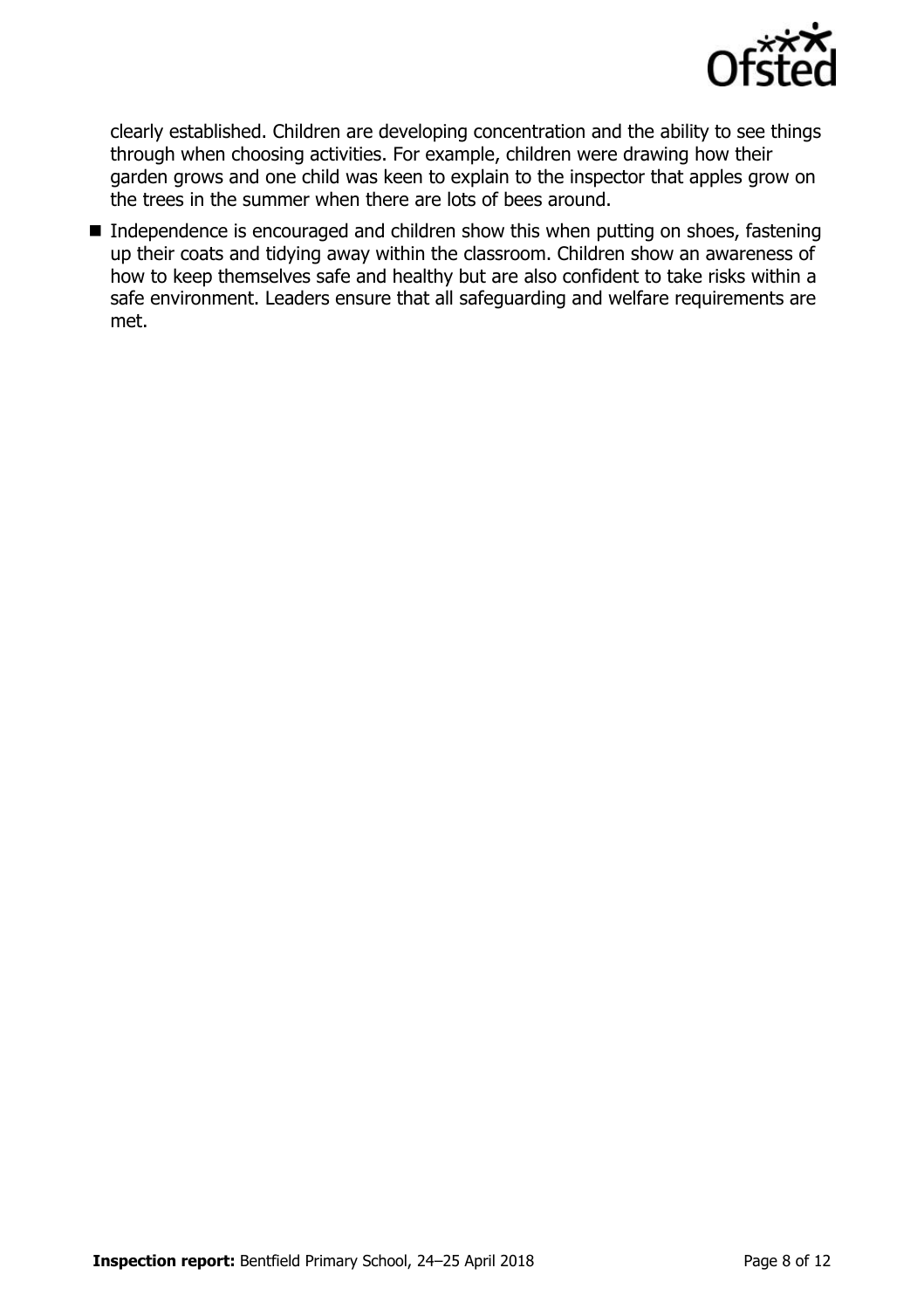clearly established. Children are developing concentration and the ability to see things through when choosing activities. For example, children were drawing how their garden grows and one child was keen to explain to the inspector that apples grow on the trees in the summer when there are lots of bees around.

- Independence is encouraged and children show this when putting on shoes, fastening up their coats and tidying away within the classroom. Children show an awareness of how to keep themselves safe and healthy but are also confident to take risks within a safe environment. Leaders ensure that all safeguarding and welfare requirements are met.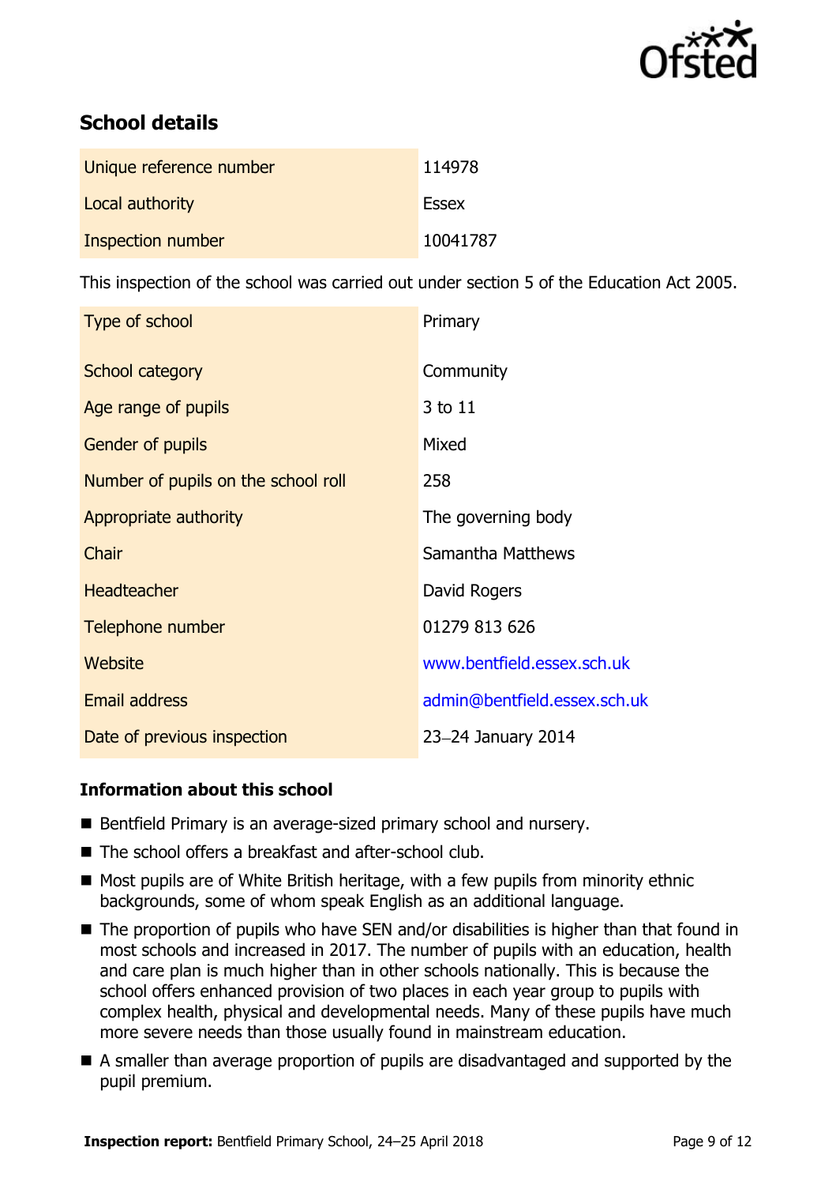## School details

| | |
|---|---|
| Unique reference number | 114978 |
| Local authority | Essex |
| Inspection number | 10041787 |

This inspection of the school was carried out under section 5 of the Education Act 2005.

| | |
|---|---|
| Type of school | Primary |
| School category | Community |
| Age range of pupils | 3 to 11 |
| Gender of pupils | Mixed |
| Number of pupils on the school roll | 258 |
| Appropriate authority | The governing body |
| Chair | Samantha Matthews |
| Headteacher | David Rogers |
| Telephone number | 01279 813 626 |
| Website | www.bentfield.essex.sch.uk |
| Email address | admin@bentfield.essex.sch.uk |
| Date of previous inspection | 23–24 January 2014 |

### Information about this school

- Bentfield Primary is an average-sized primary school and nursery.
- The school offers a breakfast and after-school club.
- Most pupils are of White British heritage, with a few pupils from minority ethnic backgrounds, some of whom speak English as an additional language.
- The proportion of pupils who have SEN and/or disabilities is higher than that found in most schools and increased in 2017. The number of pupils with an education, health and care plan is much higher than in other schools nationally. This is because the school offers enhanced provision of two places in each year group to pupils with complex health, physical and developmental needs. Many of these pupils have much more severe needs than those usually found in mainstream education.
- A smaller than average proportion of pupils are disadvantaged and supported by the pupil premium.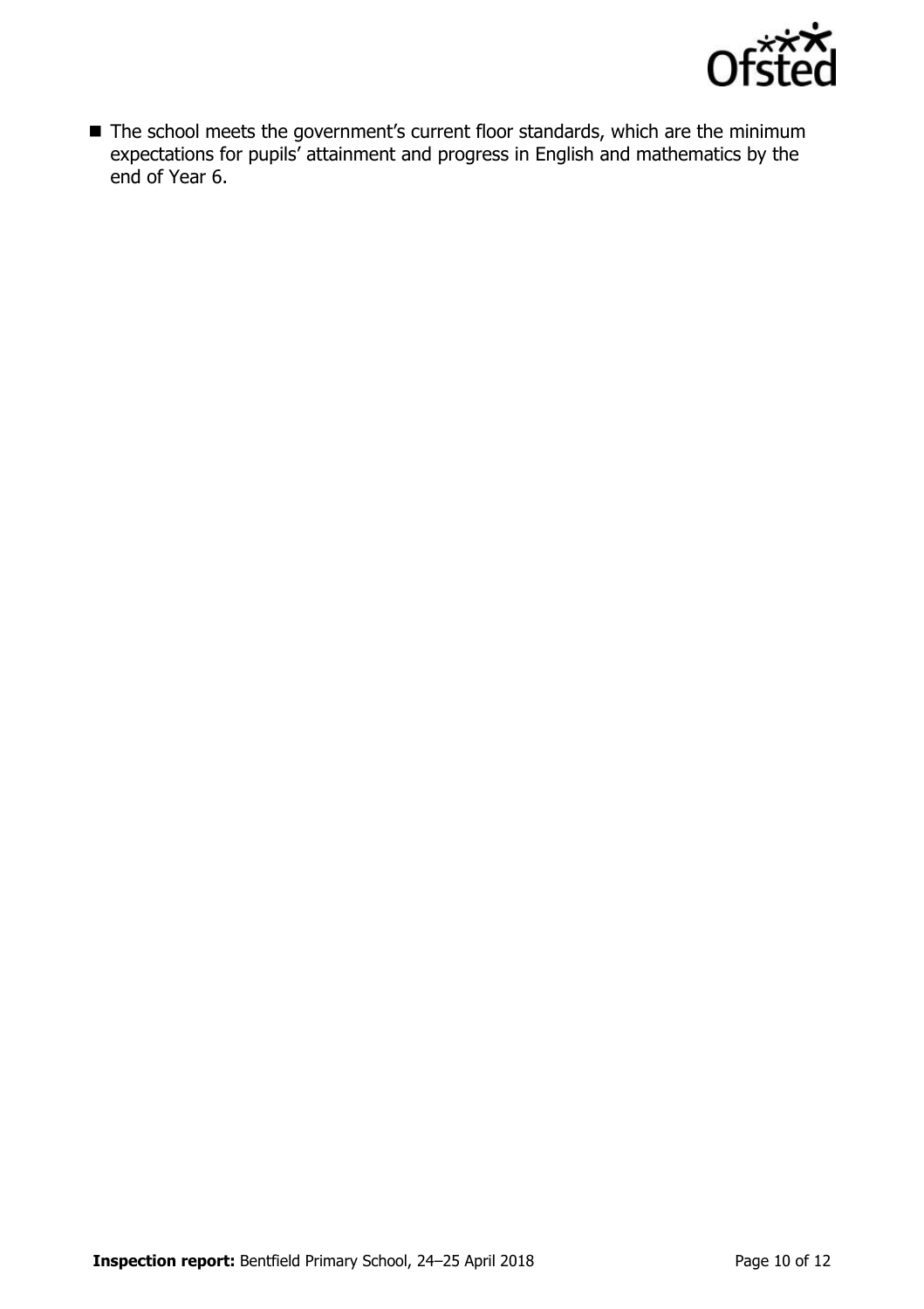- The school meets the government's current floor standards, which are the minimum expectations for pupils' attainment and progress in English and mathematics by the end of Year 6.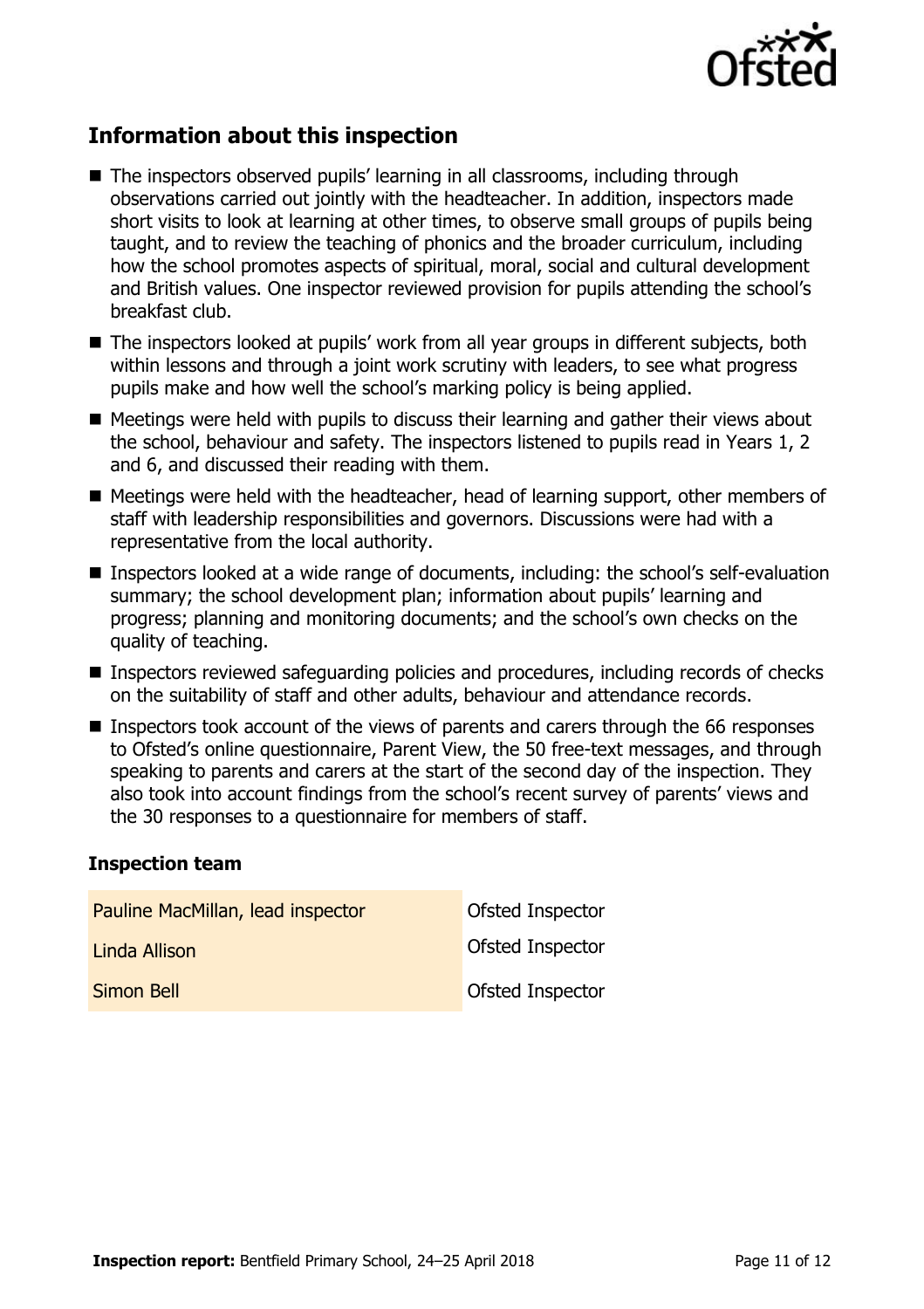## Information about this inspection

- The inspectors observed pupils' learning in all classrooms, including through observations carried out jointly with the headteacher. In addition, inspectors made short visits to look at learning at other times, to observe small groups of pupils being taught, and to review the teaching of phonics and the broader curriculum, including how the school promotes aspects of spiritual, moral, social and cultural development and British values. One inspector reviewed provision for pupils attending the school's breakfast club.
- The inspectors looked at pupils' work from all year groups in different subjects, both within lessons and through a joint work scrutiny with leaders, to see what progress pupils make and how well the school's marking policy is being applied.
- Meetings were held with pupils to discuss their learning and gather their views about the school, behaviour and safety. The inspectors listened to pupils read in Years 1, 2 and 6, and discussed their reading with them.
- Meetings were held with the headteacher, head of learning support, other members of staff with leadership responsibilities and governors. Discussions were had with a representative from the local authority.
- Inspectors looked at a wide range of documents, including: the school's self-evaluation summary; the school development plan; information about pupils' learning and progress; planning and monitoring documents; and the school's own checks on the quality of teaching.
- Inspectors reviewed safeguarding policies and procedures, including records of checks on the suitability of staff and other adults, behaviour and attendance records.
- Inspectors took account of the views of parents and carers through the 66 responses to Ofsted's online questionnaire, Parent View, the 50 free-text messages, and through speaking to parents and carers at the start of the second day of the inspection. They also took into account findings from the school's recent survey of parents' views and the 30 responses to a questionnaire for members of staff.

### Inspection team

| | |
|---|---|
| Pauline MacMillan, lead inspector | Ofsted Inspector |
| Linda Allison | Ofsted Inspector |
| Simon Bell | Ofsted Inspector |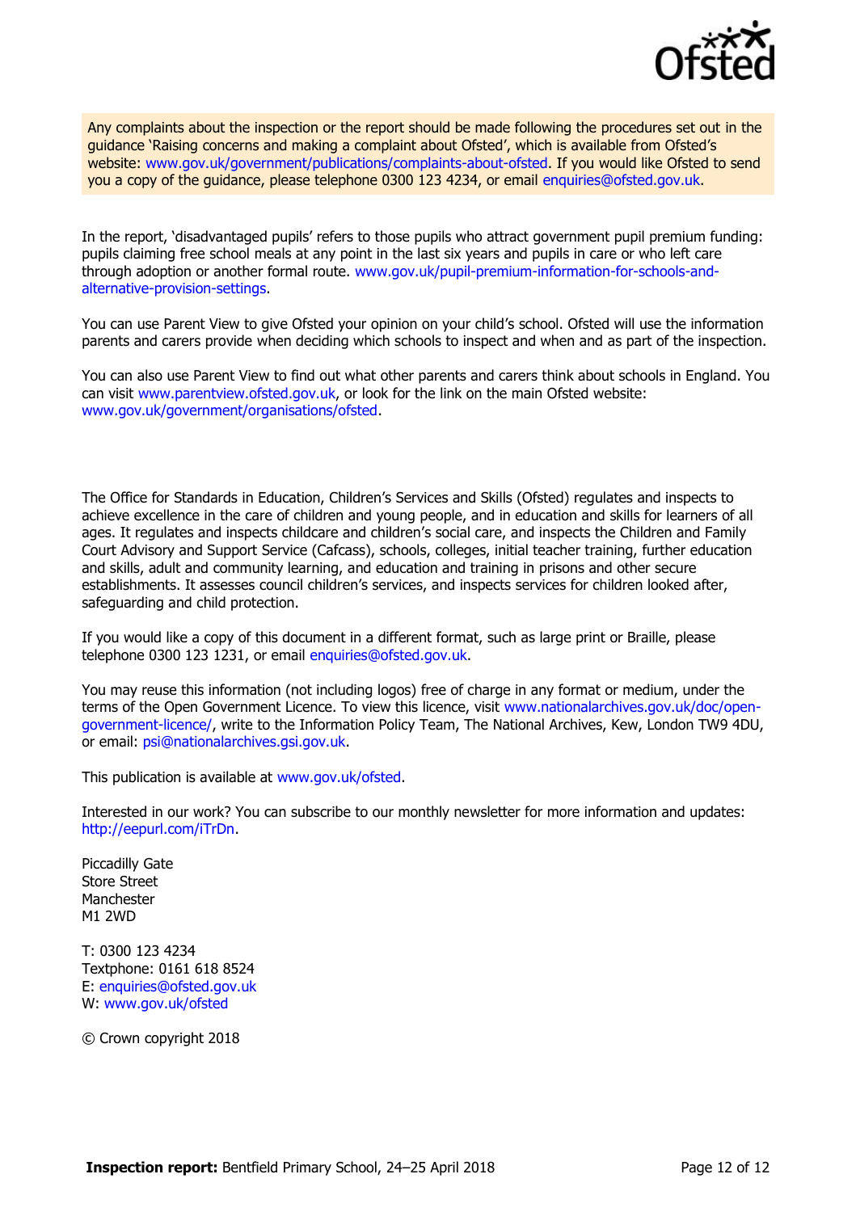Any complaints about the inspection or the report should be made following the procedures set out in the guidance 'Raising concerns and making a complaint about Ofsted', which is available from Ofsted's website: www.gov.uk/government/publications/complaints-about-ofsted. If you would like Ofsted to send you a copy of the guidance, please telephone 0300 123 4234, or email enquiries@ofsted.gov.uk.

In the report, 'disadvantaged pupils' refers to those pupils who attract government pupil premium funding: pupils claiming free school meals at any point in the last six years and pupils in care or who left care through adoption or another formal route. www.gov.uk/pupil-premium-information-for-schools-and-alternative-provision-settings.

You can use Parent View to give Ofsted your opinion on your child's school. Ofsted will use the information parents and carers provide when deciding which schools to inspect and when and as part of the inspection.

You can also use Parent View to find out what other parents and carers think about schools in England. You can visit www.parentview.ofsted.gov.uk, or look for the link on the main Ofsted website: www.gov.uk/government/organisations/ofsted.

The Office for Standards in Education, Children's Services and Skills (Ofsted) regulates and inspects to achieve excellence in the care of children and young people, and in education and skills for learners of all ages. It regulates and inspects childcare and children's social care, and inspects the Children and Family Court Advisory and Support Service (Cafcass), schools, colleges, initial teacher training, further education and skills, adult and community learning, and education and training in prisons and other secure establishments. It assesses council children's services, and inspects services for children looked after, safeguarding and child protection.

If you would like a copy of this document in a different format, such as large print or Braille, please telephone 0300 123 1231, or email enquiries@ofsted.gov.uk.

You may reuse this information (not including logos) free of charge in any format or medium, under the terms of the Open Government Licence. To view this licence, visit www.nationalarchives.gov.uk/doc/open-government-licence/, write to the Information Policy Team, The National Archives, Kew, London TW9 4DU, or email: psi@nationalarchives.gsi.gov.uk.

This publication is available at www.gov.uk/ofsted.

Interested in our work? You can subscribe to our monthly newsletter for more information and updates: http://eepurl.com/iTrDn.

Piccadilly Gate
Store Street
Manchester
M1 2WD

T: 0300 123 4234
Textphone: 0161 618 8524
E: enquiries@ofsted.gov.uk
W: www.gov.uk/ofsted

© Crown copyright 2018